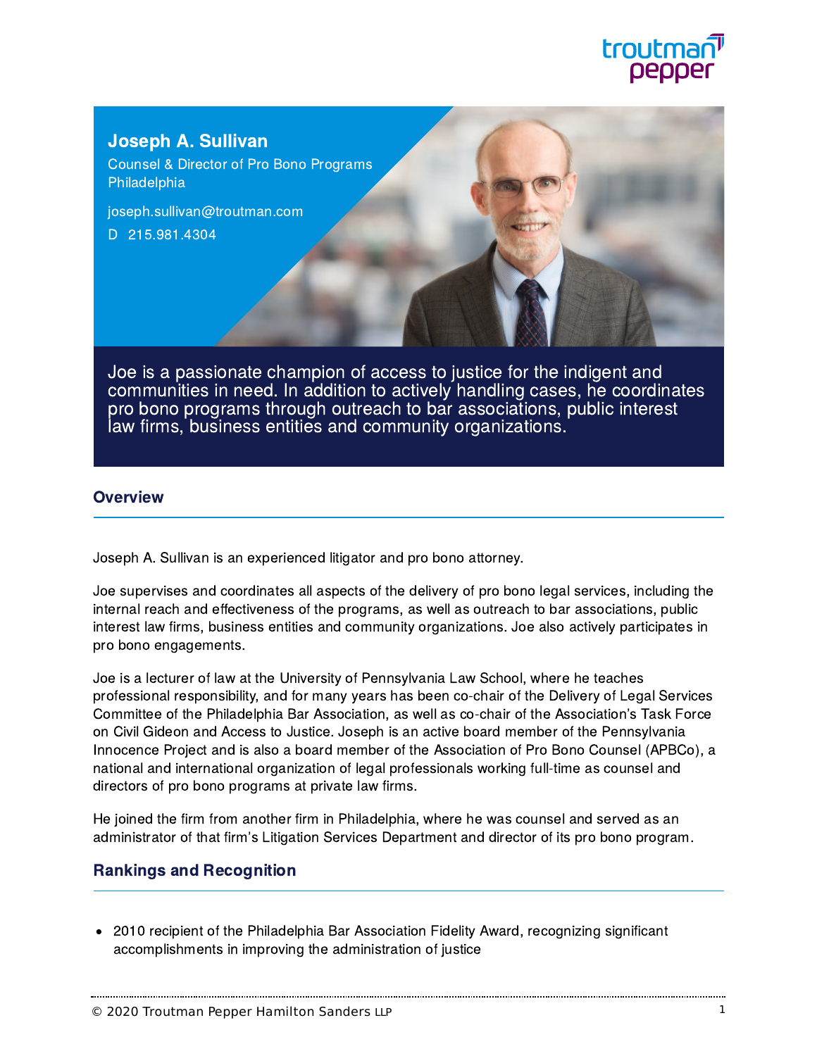# Joseph A. Sullivan

Counsel & Director of Pro Bono Programs
Philadelphia

joseph.sullivan@troutman.com

D 215.981.4304

Joe is a passionate champion of access to justice for the indigent and communities in need. In addition to actively handling cases, he coordinates pro bono programs through outreach to bar associations, public interest law firms, business entities and community organizations.

## Overview

Joseph A. Sullivan is an experienced litigator and pro bono attorney.

Joe supervises and coordinates all aspects of the delivery of pro bono legal services, including the internal reach and effectiveness of the programs, as well as outreach to bar associations, public interest law firms, business entities and community organizations. Joe also actively participates in pro bono engagements.

Joe is a lecturer of law at the University of Pennsylvania Law School, where he teaches professional responsibility, and for many years has been co-chair of the Delivery of Legal Services Committee of the Philadelphia Bar Association, as well as co-chair of the Association's Task Force on Civil Gideon and Access to Justice. Joseph is an active board member of the Pennsylvania Innocence Project and is also a board member of the Association of Pro Bono Counsel (APBCo), a national and international organization of legal professionals working full-time as counsel and directors of pro bono programs at private law firms.

He joined the firm from another firm in Philadelphia, where he was counsel and served as an administrator of that firm's Litigation Services Department and director of its pro bono program.

## Rankings and Recognition

- 2010 recipient of the Philadelphia Bar Association Fidelity Award, recognizing significant accomplishments in improving the administration of justice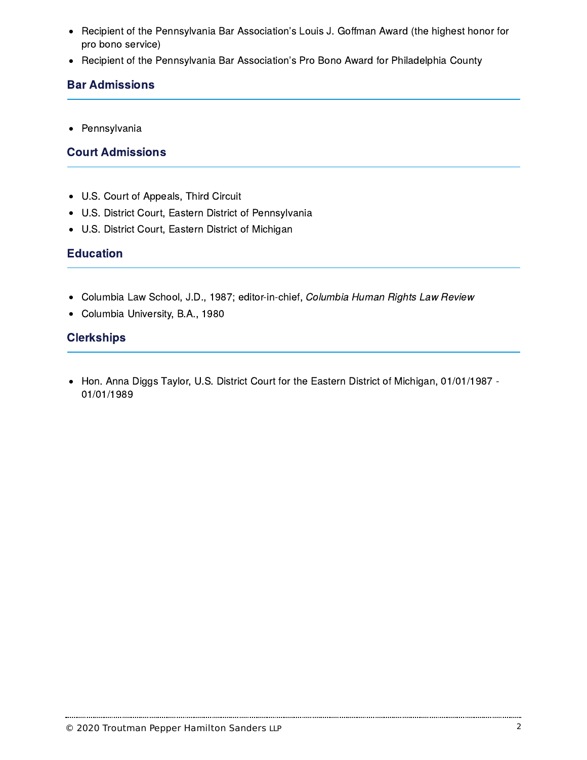- Recipient of the Pennsylvania Bar Association's Louis J. Goffman Award (the highest honor for pro bono service)
- Recipient of the Pennsylvania Bar Association's Pro Bono Award for Philadelphia County

## Bar Admissions

- Pennsylvania

## Court Admissions

- U.S. Court of Appeals, Third Circuit
- U.S. District Court, Eastern District of Pennsylvania
- U.S. District Court, Eastern District of Michigan

## Education

- Columbia Law School, J.D., 1987; editor-in-chief, *Columbia Human Rights Law Review*
- Columbia University, B.A., 1980

## Clerkships

- Hon. Anna Diggs Taylor, U.S. District Court for the Eastern District of Michigan, 01/01/1987 - 01/01/1989